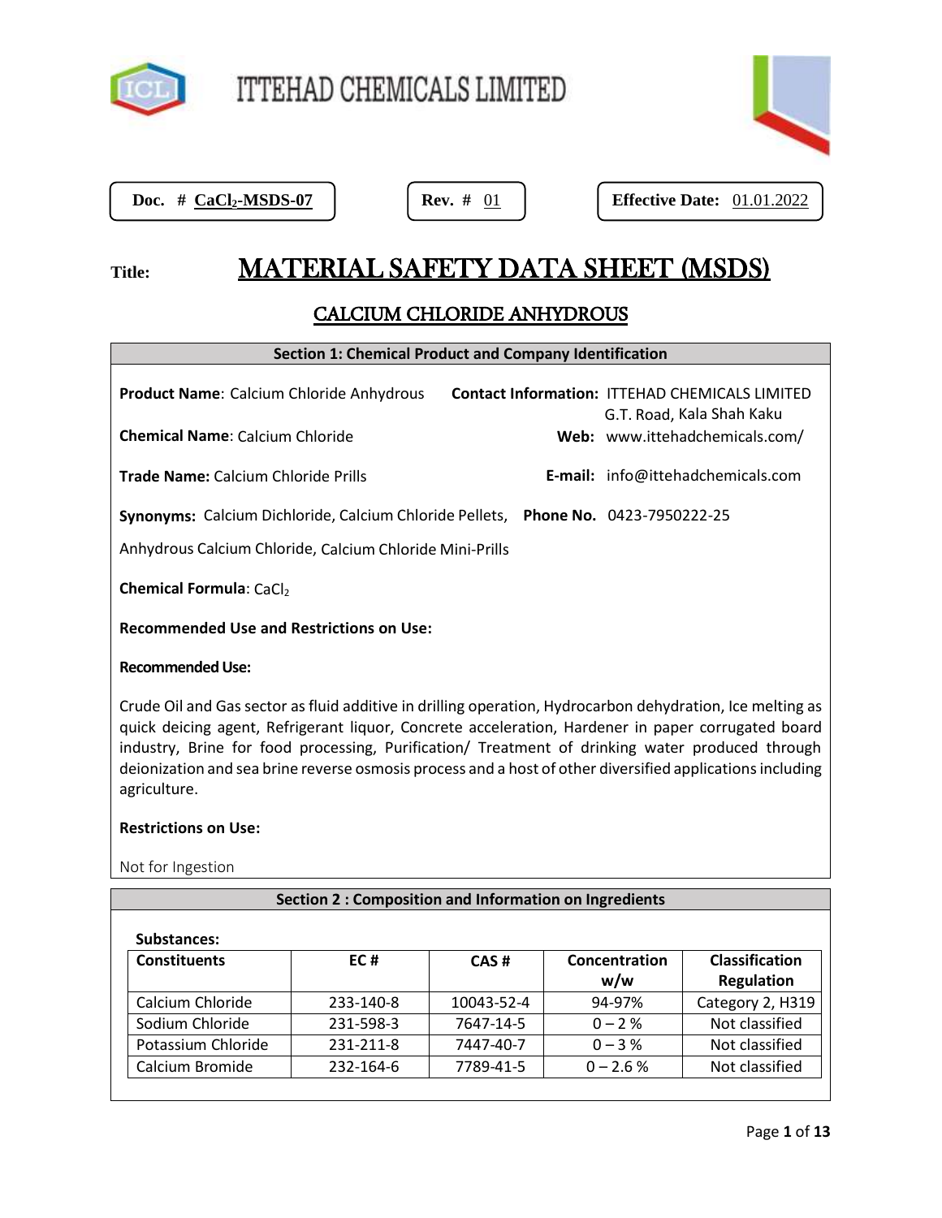ITTEHAD CHEMICALS LIMITED

**Doc. # $CaCl_2$-MSDS-07** | **Rev. #** 01 | **Effective Date:** 01.01.2022

**Title:**

# MATERIAL SAFETY DATA SHEET (MSDS)

## CALCIUM CHLORIDE ANHYDROUS

### Section 1: Chemical Product and Company Identification

**Product Name**: Calcium Chloride Anhydrous

**Chemical Name**: Calcium Chloride

**Trade Name:** Calcium Chloride Prills

**Synonyms:** Calcium Dichloride, Calcium Chloride Pellets, Anhydrous Calcium Chloride, Calcium Chloride Mini-Prills

**Chemical Formula**: $CaCl_2$

**Contact Information:** ITTEHAD CHEMICALS LIMITED
G.T. Road, Kala Shah Kaku

**Web:** www.ittehadchemicals.com/

**E-mail:** info@ittehadchemicals.com

**Phone No.** 0423-7950222-25

**Recommended Use and Restrictions on Use:**

**Recommended Use:**

Crude Oil and Gas sector as fluid additive in drilling operation, Hydrocarbon dehydration, Ice melting as quick deicing agent, Refrigerant liquor, Concrete acceleration, Hardener in paper corrugated board industry, Brine for food processing, Purification/ Treatment of drinking water produced through deionization and sea brine reverse osmosis process and a host of other diversified applications including agriculture.

**Restrictions on Use:**

Not for Ingestion

### Section 2 : Composition and Information on Ingredients

**Substances:**

| Constituents | EC # | CAS # | Concentration w/w | Classification Regulation |
|---|---|---|---|---|
| Calcium Chloride | 233-140-8 | 10043-52-4 | 94-97% | Category 2, H319 |
| Sodium Chloride | 231-598-3 | 7647-14-5 | 0 – 2 % | Not classified |
| Potassium Chloride | 231-211-8 | 7447-40-7 | 0 – 3 % | Not classified |
| Calcium Bromide | 232-164-6 | 7789-41-5 | 0 – 2.6 % | Not classified |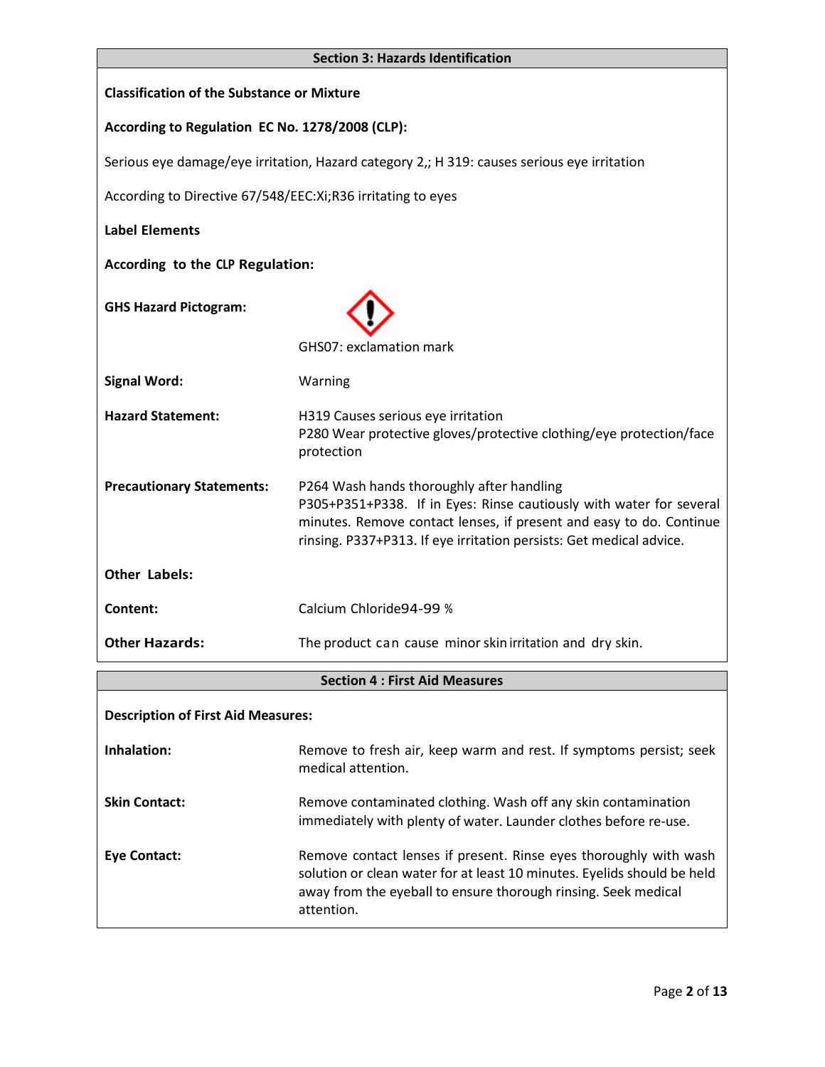## Section 3: Hazards Identification

**Classification of the Substance or Mixture**

**According to Regulation EC No. 1278/2008 (CLP):**

Serious eye damage/eye irritation, Hazard category 2,; H 319: causes serious eye irritation

According to Directive 67/548/EEC:Xi;R36 irritating to eyes

**Label Elements**

**According to the CLP Regulation:**

**GHS Hazard Pictogram:** GHS07: exclamation mark

**Signal Word:** Warning

**Hazard Statement:** H319 Causes serious eye irritation
P280 Wear protective gloves/protective clothing/eye protection/face protection

**Precautionary Statements:** P264 Wash hands thoroughly after handling
P305+P351+P338. If in Eyes: Rinse cautiously with water for several minutes. Remove contact lenses, if present and easy to do. Continue rinsing. P337+P313. If eye irritation persists: Get medical advice.

**Other Labels:**

**Content:** Calcium Chloride94-99 %

**Other Hazards:** The product can cause minor skin irritation and dry skin.

## Section 4 : First Aid Measures

**Description of First Aid Measures:**

**Inhalation:** Remove to fresh air, keep warm and rest. If symptoms persist; seek medical attention.

**Skin Contact:** Remove contaminated clothing. Wash off any skin contamination immediately with plenty of water. Launder clothes before re-use.

**Eye Contact:** Remove contact lenses if present. Rinse eyes thoroughly with wash solution or clean water for at least 10 minutes. Eyelids should be held away from the eyeball to ensure thorough rinsing. Seek medical attention.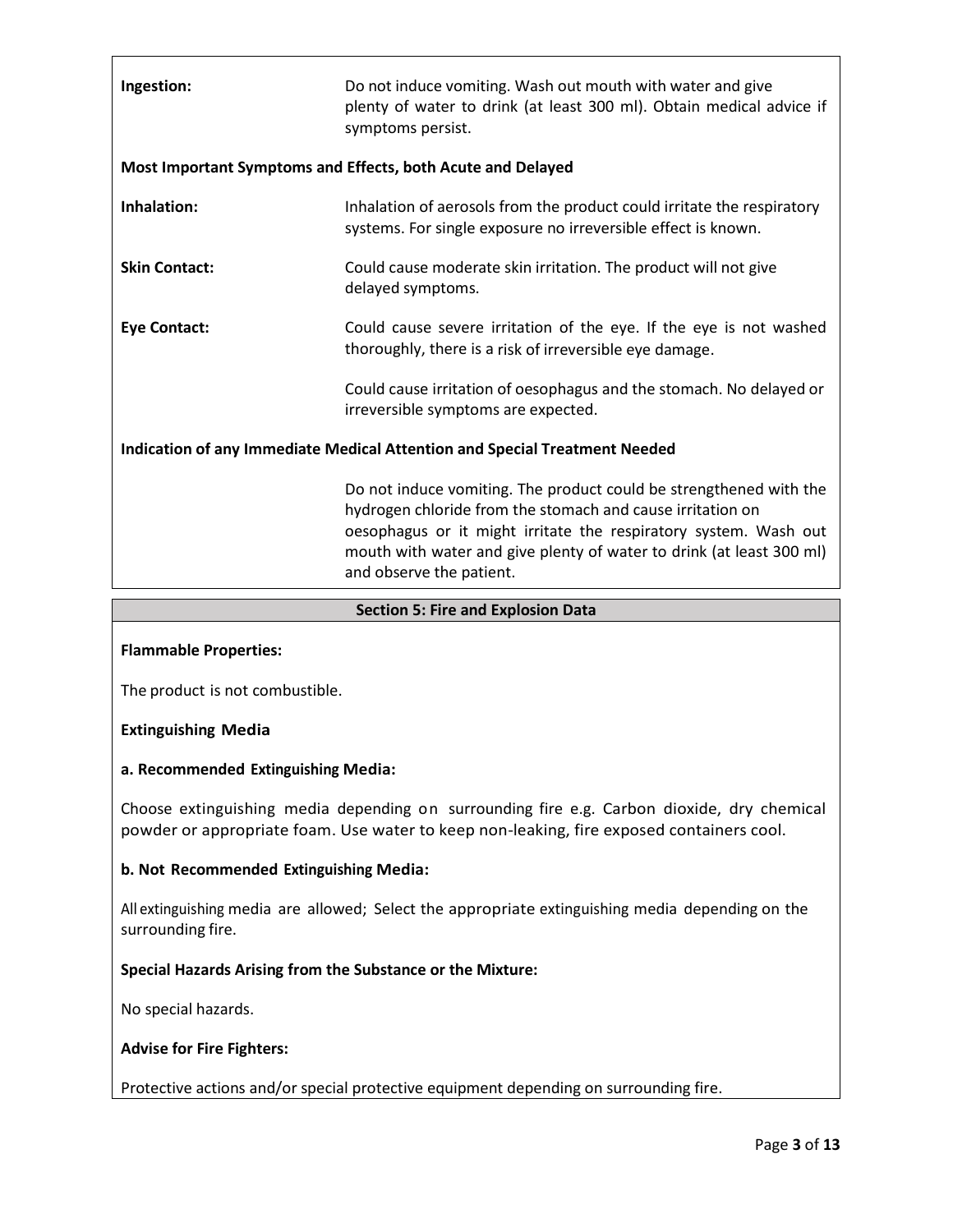**Ingestion:** Do not induce vomiting. Wash out mouth with water and give plenty of water to drink (at least 300 ml). Obtain medical advice if symptoms persist.

**Most Important Symptoms and Effects, both Acute and Delayed**

**Inhalation:** Inhalation of aerosols from the product could irritate the respiratory systems. For single exposure no irreversible effect is known.

**Skin Contact:** Could cause moderate skin irritation. The product will not give delayed symptoms.

**Eye Contact:** Could cause severe irritation of the eye. If the eye is not washed thoroughly, there is a risk of irreversible eye damage.

Could cause irritation of oesophagus and the stomach. No delayed or irreversible symptoms are expected.

**Indication of any Immediate Medical Attention and Special Treatment Needed**

Do not induce vomiting. The product could be strengthened with the hydrogen chloride from the stomach and cause irritation on oesophagus or it might irritate the respiratory system. Wash out mouth with water and give plenty of water to drink (at least 300 ml) and observe the patient.

## Section 5: Fire and Explosion Data

**Flammable Properties:**

The product is not combustible.

**Extinguishing Media**

**a. Recommended Extinguishing Media:**

Choose extinguishing media depending on surrounding fire e.g. Carbon dioxide, dry chemical powder or appropriate foam. Use water to keep non-leaking, fire exposed containers cool.

**b. Not Recommended Extinguishing Media:**

All extinguishing media are allowed; Select the appropriate extinguishing media depending on the surrounding fire.

**Special Hazards Arising from the Substance or the Mixture:**

No special hazards.

**Advise for Fire Fighters:**

Protective actions and/or special protective equipment depending on surrounding fire.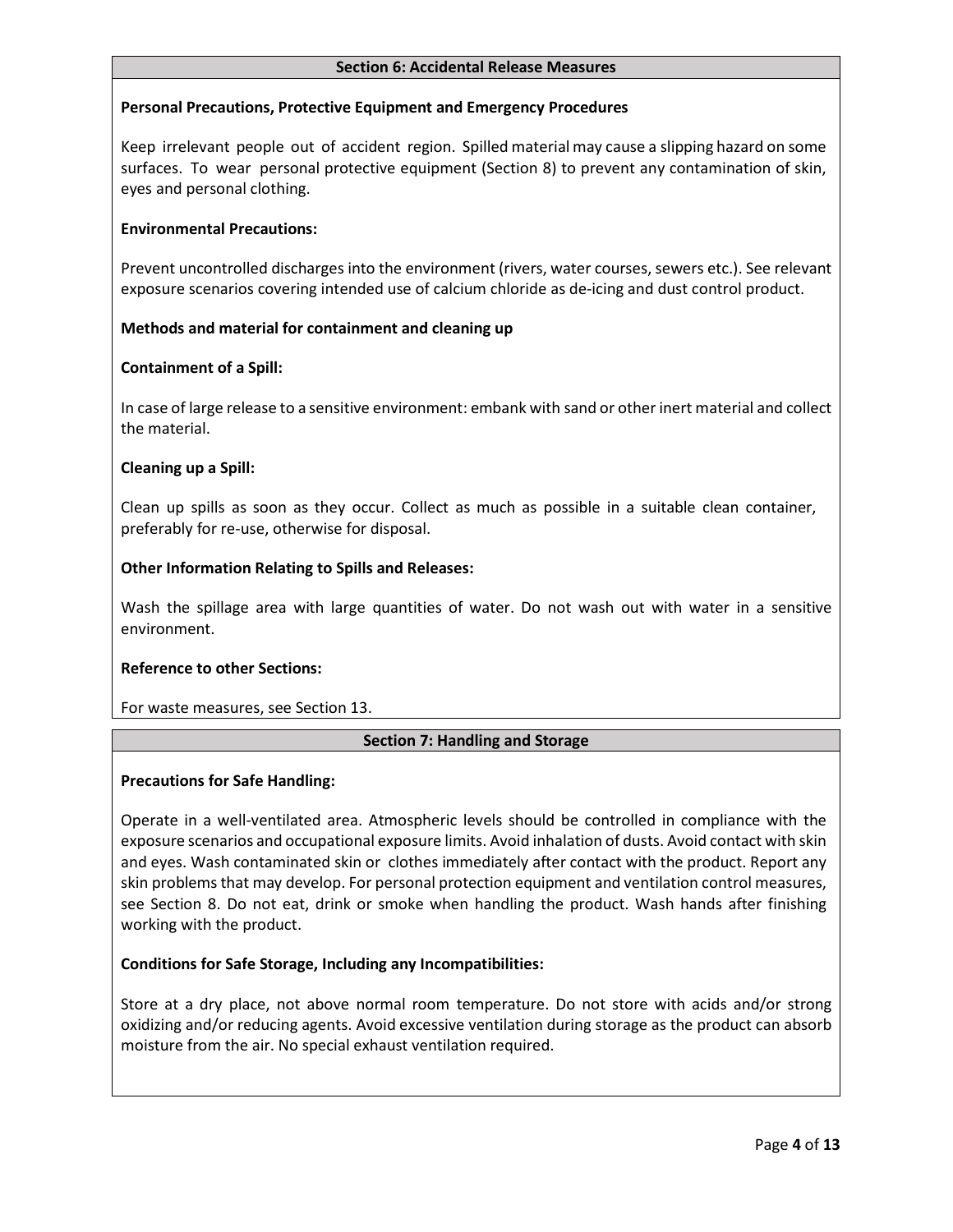## Section 6: Accidental Release Measures

**Personal Precautions, Protective Equipment and Emergency Procedures**

Keep irrelevant people out of accident region. Spilled material may cause a slipping hazard on some surfaces. To wear personal protective equipment (Section 8) to prevent any contamination of skin, eyes and personal clothing.

**Environmental Precautions:**

Prevent uncontrolled discharges into the environment (rivers, water courses, sewers etc.). See relevant exposure scenarios covering intended use of calcium chloride as de-icing and dust control product.

**Methods and material for containment and cleaning up**

**Containment of a Spill:**

In case of large release to a sensitive environment: embank with sand or other inert material and collect the material.

**Cleaning up a Spill:**

Clean up spills as soon as they occur. Collect as much as possible in a suitable clean container, preferably for re-use, otherwise for disposal.

**Other Information Relating to Spills and Releases:**

Wash the spillage area with large quantities of water. Do not wash out with water in a sensitive environment.

**Reference to other Sections:**

For waste measures, see Section 13.

## Section 7: Handling and Storage

**Precautions for Safe Handling:**

Operate in a well-ventilated area. Atmospheric levels should be controlled in compliance with the exposure scenarios and occupational exposure limits. Avoid inhalation of dusts. Avoid contact with skin and eyes. Wash contaminated skin or clothes immediately after contact with the product. Report any skin problems that may develop. For personal protection equipment and ventilation control measures, see Section 8. Do not eat, drink or smoke when handling the product. Wash hands after finishing working with the product.

**Conditions for Safe Storage, Including any Incompatibilities:**

Store at a dry place, not above normal room temperature. Do not store with acids and/or strong oxidizing and/or reducing agents. Avoid excessive ventilation during storage as the product can absorb moisture from the air. No special exhaust ventilation required.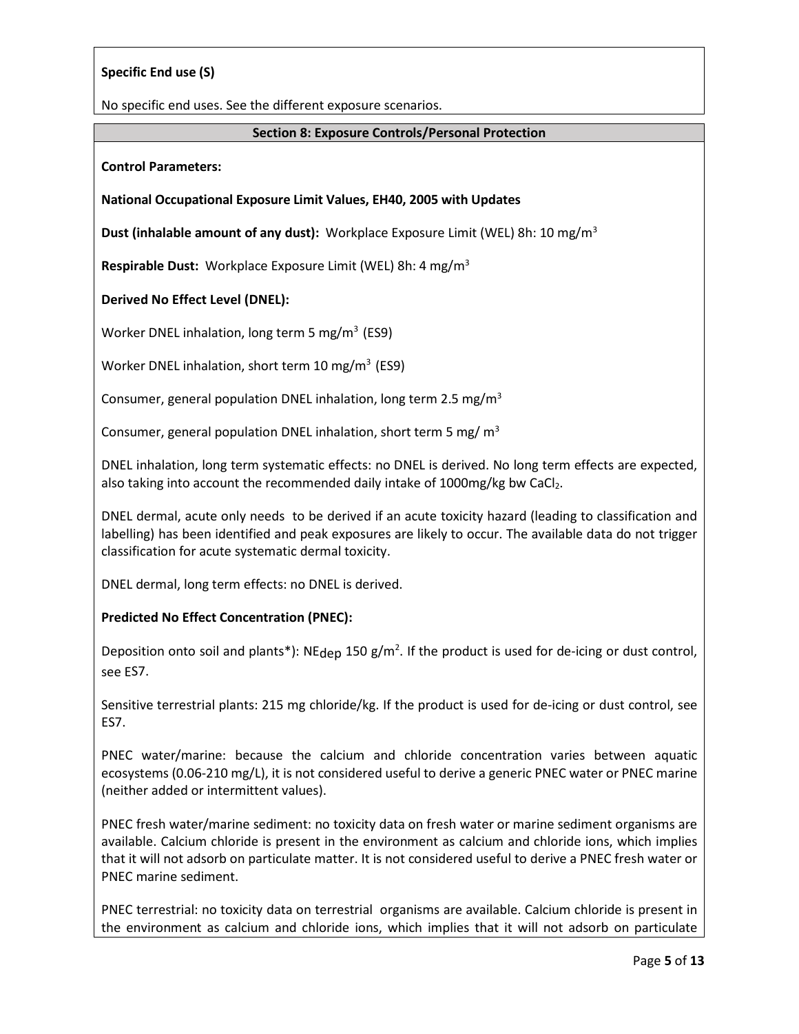**Specific End use (S)**

No specific end uses. See the different exposure scenarios.

## Section 8: Exposure Controls/Personal Protection

**Control Parameters:**

**National Occupational Exposure Limit Values, EH40, 2005 with Updates**

**Dust (inhalable amount of any dust):** Workplace Exposure Limit (WEL) 8h: 10 $mg/m^3$

**Respirable Dust:** Workplace Exposure Limit (WEL) 8h: 4 $mg/m^3$

**Derived No Effect Level (DNEL):**

Worker DNEL inhalation, long term 5 $mg/m^3$ (ES9)

Worker DNEL inhalation, short term 10 $mg/m^3$ (ES9)

Consumer, general population DNEL inhalation, long term 2.5 $mg/m^3$

Consumer, general population DNEL inhalation, short term 5 $mg/m^3$

DNEL inhalation, long term systematic effects: no DNEL is derived. No long term effects are expected, also taking into account the recommended daily intake of 1000mg/kg bw $CaCl_2$.

DNEL dermal, acute only needs to be derived if an acute toxicity hazard (leading to classification and labelling) has been identified and peak exposures are likely to occur. The available data do not trigger classification for acute systematic dermal toxicity.

DNEL dermal, long term effects: no DNEL is derived.

**Predicted No Effect Concentration (PNEC):**

Deposition onto soil and plants*): $NE_{dep}$ 150 $g/m^2$. If the product is used for de-icing or dust control, see ES7.

Sensitive terrestrial plants: 215 mg chloride/kg. If the product is used for de-icing or dust control, see ES7.

PNEC water/marine: because the calcium and chloride concentration varies between aquatic ecosystems (0.06-210 mg/L), it is not considered useful to derive a generic PNEC water or PNEC marine (neither added or intermittent values).

PNEC fresh water/marine sediment: no toxicity data on fresh water or marine sediment organisms are available. Calcium chloride is present in the environment as calcium and chloride ions, which implies that it will not adsorb on particulate matter. It is not considered useful to derive a PNEC fresh water or PNEC marine sediment.

PNEC terrestrial: no toxicity data on terrestrial organisms are available. Calcium chloride is present in the environment as calcium and chloride ions, which implies that it will not adsorb on particulate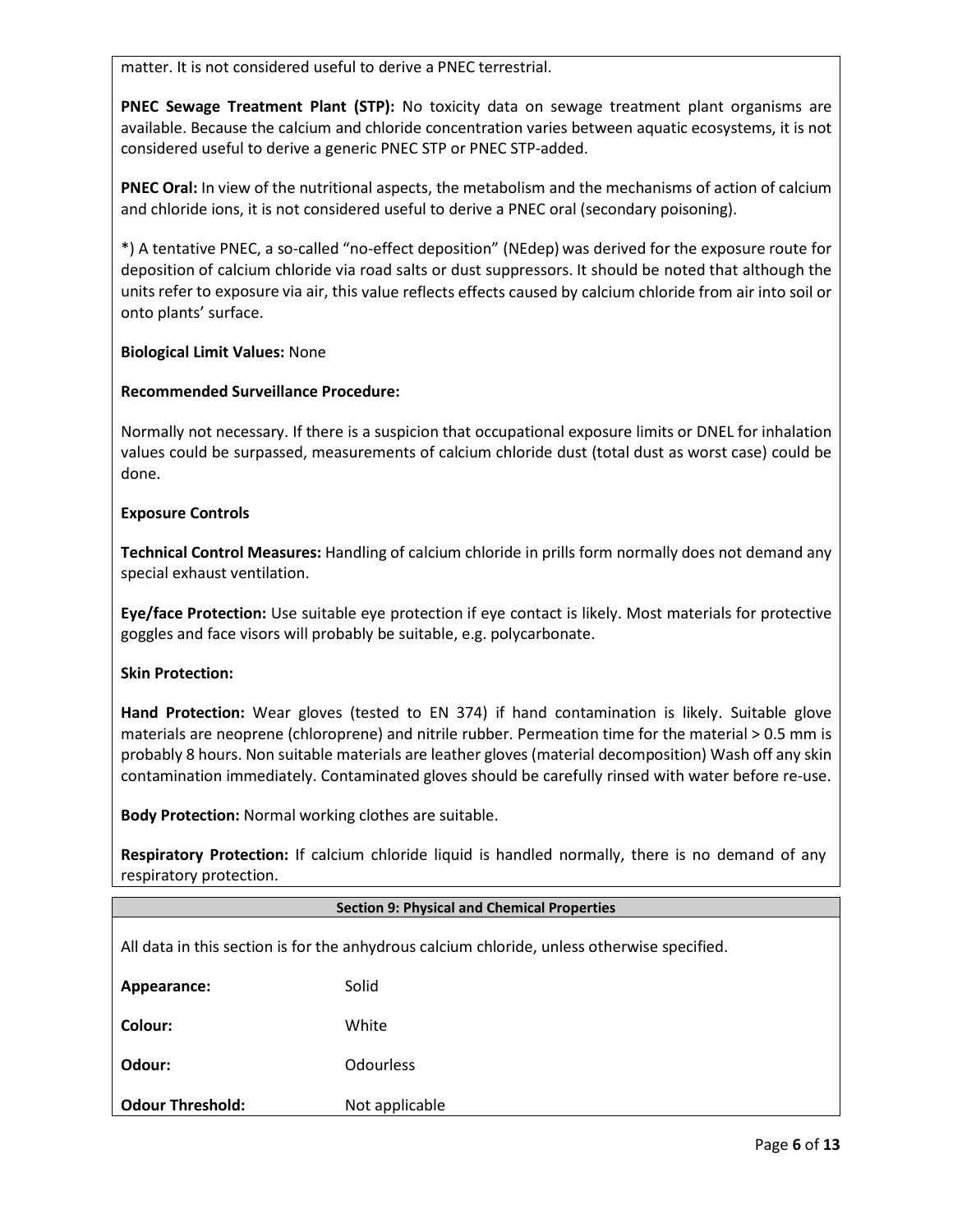matter. It is not considered useful to derive a PNEC terrestrial.

**PNEC Sewage Treatment Plant (STP):** No toxicity data on sewage treatment plant organisms are available. Because the calcium and chloride concentration varies between aquatic ecosystems, it is not considered useful to derive a generic PNEC STP or PNEC STP-added.

**PNEC Oral:** In view of the nutritional aspects, the metabolism and the mechanisms of action of calcium and chloride ions, it is not considered useful to derive a PNEC oral (secondary poisoning).

*) A tentative PNEC, a so-called "no-effect deposition" (NEdep) was derived for the exposure route for deposition of calcium chloride via road salts or dust suppressors. It should be noted that although the units refer to exposure via air, this value reflects effects caused by calcium chloride from air into soil or onto plants' surface.

**Biological Limit Values:** None

**Recommended Surveillance Procedure:**

Normally not necessary. If there is a suspicion that occupational exposure limits or DNEL for inhalation values could be surpassed, measurements of calcium chloride dust (total dust as worst case) could be done.

**Exposure Controls**

**Technical Control Measures:** Handling of calcium chloride in prills form normally does not demand any special exhaust ventilation.

**Eye/face Protection:** Use suitable eye protection if eye contact is likely. Most materials for protective goggles and face visors will probably be suitable, e.g. polycarbonate.

**Skin Protection:**

**Hand Protection:** Wear gloves (tested to EN 374) if hand contamination is likely. Suitable glove materials are neoprene (chloroprene) and nitrile rubber. Permeation time for the material > 0.5 mm is probably 8 hours. Non suitable materials are leather gloves (material decomposition) Wash off any skin contamination immediately. Contaminated gloves should be carefully rinsed with water before re-use.

**Body Protection:** Normal working clothes are suitable.

**Respiratory Protection:** If calcium chloride liquid is handled normally, there is no demand of any respiratory protection.

## Section 9: Physical and Chemical Properties

All data in this section is for the anhydrous calcium chloride, unless otherwise specified.

| | |
|---|---|
| **Appearance:** | Solid |
| **Colour:** | White |
| **Odour:** | Odourless |
| **Odour Threshold:** | Not applicable |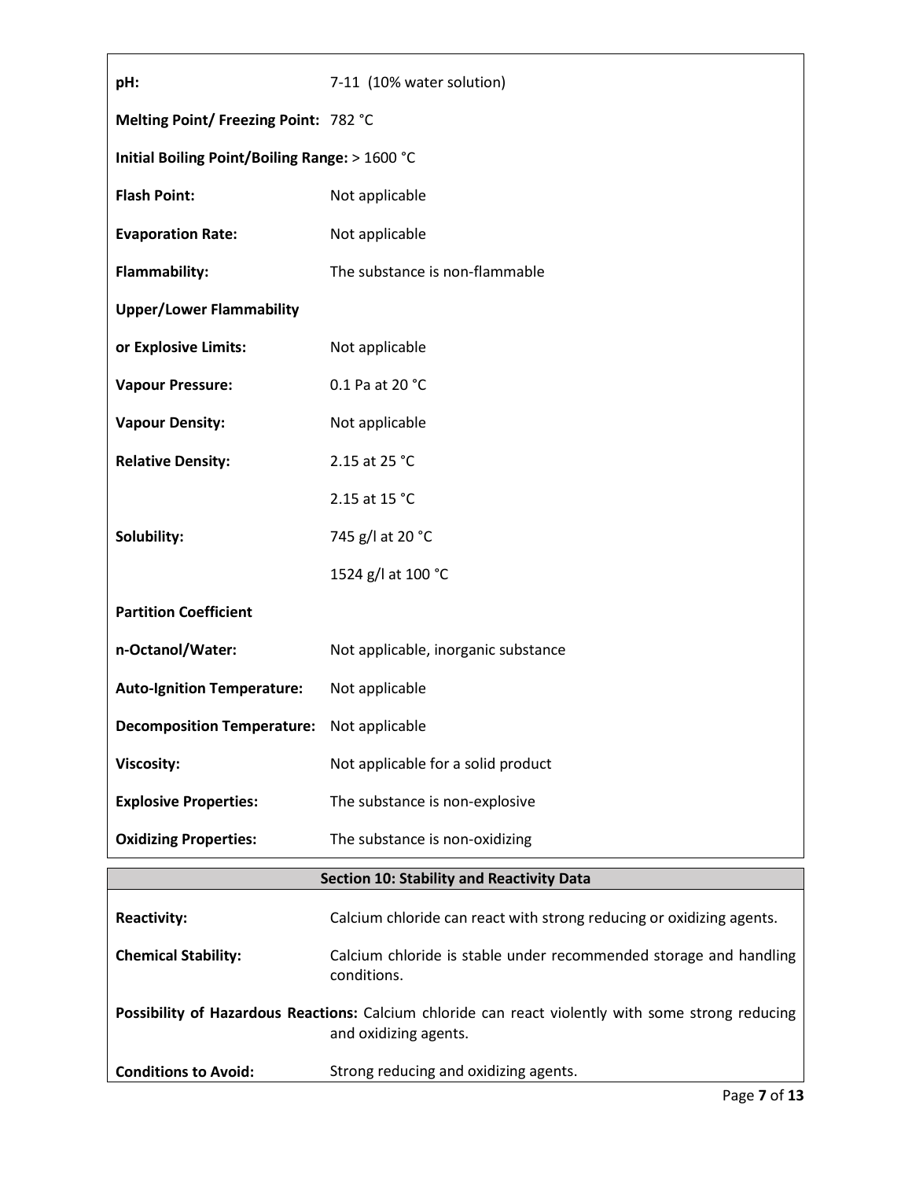| | |
|---|---|
| **pH:** | 7-11 (10% water solution) |
| **Melting Point/ Freezing Point:** | 782 °C |
| **Initial Boiling Point/Boiling Range:** | > 1600 °C |
| **Flash Point:** | Not applicable |
| **Evaporation Rate:** | Not applicable |
| **Flammability:** | The substance is non-flammable |
| **Upper/Lower Flammability or Explosive Limits:** | Not applicable |
| **Vapour Pressure:** | 0.1 Pa at 20 °C |
| **Vapour Density:** | Not applicable |
| **Relative Density:** | 2.15 at 25 °C |
| | 2.15 at 15 °C |
| **Solubility:** | 745 g/l at 20 °C |
| | 1524 g/l at 100 °C |
| **Partition Coefficient n-Octanol/Water:** | Not applicable, inorganic substance |
| **Auto-Ignition Temperature:** | Not applicable |
| **Decomposition Temperature:** | Not applicable |
| **Viscosity:** | Not applicable for a solid product |
| **Explosive Properties:** | The substance is non-explosive |
| **Oxidizing Properties:** | The substance is non-oxidizing |

## Section 10: Stability and Reactivity Data

**Reactivity:** Calcium chloride can react with strong reducing or oxidizing agents.

**Chemical Stability:** Calcium chloride is stable under recommended storage and handling conditions.

**Possibility of Hazardous Reactions:** Calcium chloride can react violently with some strong reducing and oxidizing agents.

**Conditions to Avoid:** Strong reducing and oxidizing agents.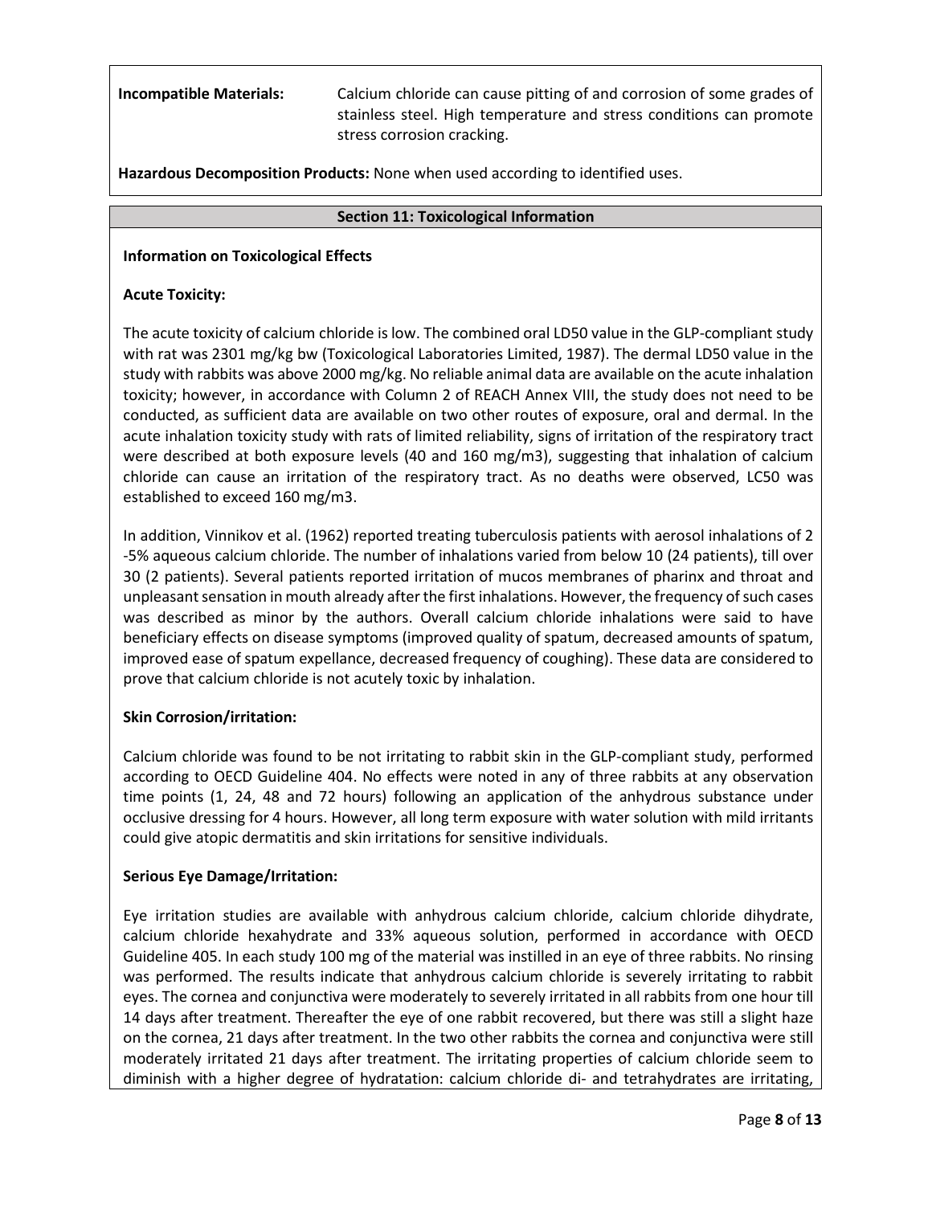**Incompatible Materials:** Calcium chloride can cause pitting of and corrosion of some grades of stainless steel. High temperature and stress conditions can promote stress corrosion cracking.

**Hazardous Decomposition Products:** None when used according to identified uses.

## Section 11: Toxicological Information

**Information on Toxicological Effects**

**Acute Toxicity:**

The acute toxicity of calcium chloride is low. The combined oral LD50 value in the GLP-compliant study with rat was 2301 mg/kg bw (Toxicological Laboratories Limited, 1987). The dermal LD50 value in the study with rabbits was above 2000 mg/kg. No reliable animal data are available on the acute inhalation toxicity; however, in accordance with Column 2 of REACH Annex VIII, the study does not need to be conducted, as sufficient data are available on two other routes of exposure, oral and dermal. In the acute inhalation toxicity study with rats of limited reliability, signs of irritation of the respiratory tract were described at both exposure levels (40 and 160 mg/m3), suggesting that inhalation of calcium chloride can cause an irritation of the respiratory tract. As no deaths were observed, LC50 was established to exceed 160 mg/m3.

In addition, Vinnikov et al. (1962) reported treating tuberculosis patients with aerosol inhalations of 2 -5% aqueous calcium chloride. The number of inhalations varied from below 10 (24 patients), till over 30 (2 patients). Several patients reported irritation of mucos membranes of pharinx and throat and unpleasant sensation in mouth already after the first inhalations. However, the frequency of such cases was described as minor by the authors. Overall calcium chloride inhalations were said to have beneficiary effects on disease symptoms (improved quality of spatum, decreased amounts of spatum, improved ease of spatum expellance, decreased frequency of coughing). These data are considered to prove that calcium chloride is not acutely toxic by inhalation.

**Skin Corrosion/irritation:**

Calcium chloride was found to be not irritating to rabbit skin in the GLP-compliant study, performed according to OECD Guideline 404. No effects were noted in any of three rabbits at any observation time points (1, 24, 48 and 72 hours) following an application of the anhydrous substance under occlusive dressing for 4 hours. However, all long term exposure with water solution with mild irritants could give atopic dermatitis and skin irritations for sensitive individuals.

**Serious Eye Damage/Irritation:**

Eye irritation studies are available with anhydrous calcium chloride, calcium chloride dihydrate, calcium chloride hexahydrate and 33% aqueous solution, performed in accordance with OECD Guideline 405. In each study 100 mg of the material was instilled in an eye of three rabbits. No rinsing was performed. The results indicate that anhydrous calcium chloride is severely irritating to rabbit eyes. The cornea and conjunctiva were moderately to severely irritated in all rabbits from one hour till 14 days after treatment. Thereafter the eye of one rabbit recovered, but there was still a slight haze on the cornea, 21 days after treatment. In the two other rabbits the cornea and conjunctiva were still moderately irritated 21 days after treatment. The irritating properties of calcium chloride seem to diminish with a higher degree of hydratation: calcium chloride di- and tetrahydrates are irritating,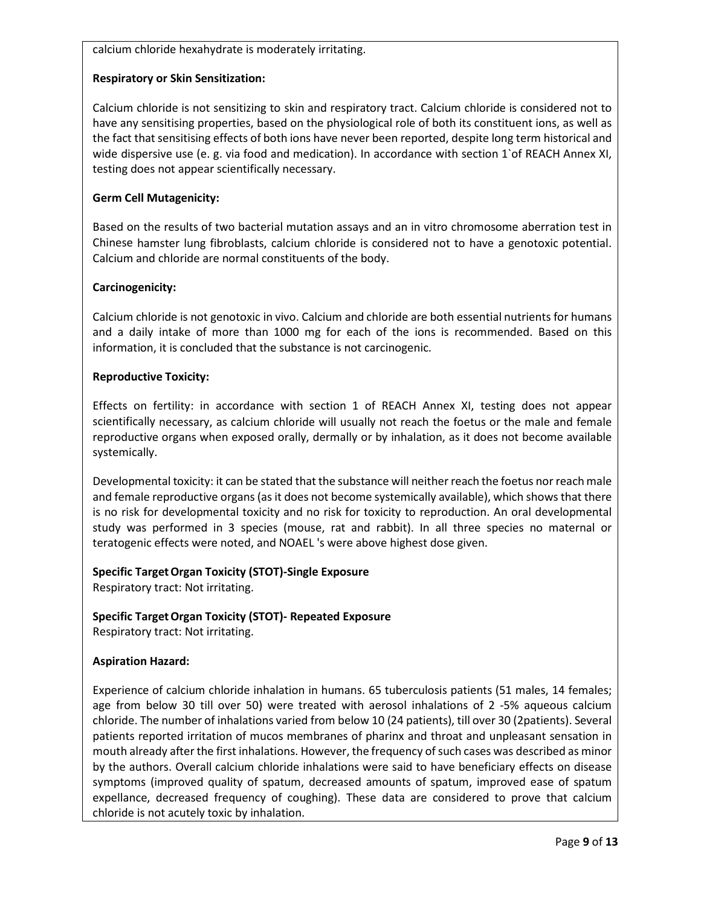calcium chloride hexahydrate is moderately irritating.

**Respiratory or Skin Sensitization:**

Calcium chloride is not sensitizing to skin and respiratory tract. Calcium chloride is considered not to have any sensitising properties, based on the physiological role of both its constituent ions, as well as the fact that sensitising effects of both ions have never been reported, despite long term historical and wide dispersive use (e. g. via food and medication). In accordance with section 1`of REACH Annex XI, testing does not appear scientifically necessary.

**Germ Cell Mutagenicity:**

Based on the results of two bacterial mutation assays and an in vitro chromosome aberration test in Chinese hamster lung fibroblasts, calcium chloride is considered not to have a genotoxic potential. Calcium and chloride are normal constituents of the body.

**Carcinogenicity:**

Calcium chloride is not genotoxic in vivo. Calcium and chloride are both essential nutrients for humans and a daily intake of more than 1000 mg for each of the ions is recommended. Based on this information, it is concluded that the substance is not carcinogenic.

**Reproductive Toxicity:**

Effects on fertility: in accordance with section 1 of REACH Annex XI, testing does not appear scientifically necessary, as calcium chloride will usually not reach the foetus or the male and female reproductive organs when exposed orally, dermally or by inhalation, as it does not become available systemically.

Developmental toxicity: it can be stated that the substance will neither reach the foetus nor reach male and female reproductive organs (as it does not become systemically available), which shows that there is no risk for developmental toxicity and no risk for toxicity to reproduction. An oral developmental study was performed in 3 species (mouse, rat and rabbit). In all three species no maternal or teratogenic effects were noted, and NOAEL 's were above highest dose given.

**Specific Target Organ Toxicity (STOT)-Single Exposure**
Respiratory tract: Not irritating.

**Specific Target Organ Toxicity (STOT)- Repeated Exposure**
Respiratory tract: Not irritating.

**Aspiration Hazard:**

Experience of calcium chloride inhalation in humans. 65 tuberculosis patients (51 males, 14 females; age from below 30 till over 50) were treated with aerosol inhalations of 2 -5% aqueous calcium chloride. The number of inhalations varied from below 10 (24 patients), till over 30 (2patients). Several patients reported irritation of mucos membranes of pharinx and throat and unpleasant sensation in mouth already after the first inhalations. However, the frequency of such cases was described as minor by the authors. Overall calcium chloride inhalations were said to have beneficiary effects on disease symptoms (improved quality of spatum, decreased amounts of spatum, improved ease of spatum expellance, decreased frequency of coughing). These data are considered to prove that calcium chloride is not acutely toxic by inhalation.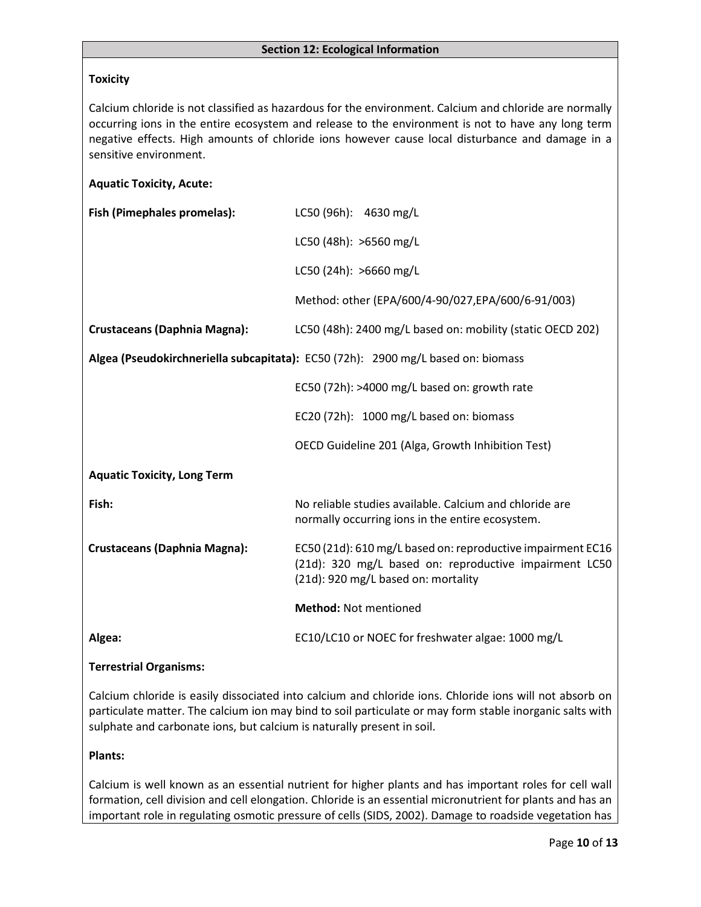## Section 12: Ecological Information

**Toxicity**

Calcium chloride is not classified as hazardous for the environment. Calcium and chloride are normally occurring ions in the entire ecosystem and release to the environment is not to have any long term negative effects. High amounts of chloride ions however cause local disturbance and damage in a sensitive environment.

**Aquatic Toxicity, Acute:**

| | |
|---|---|
| **Fish (Pimephales promelas):** | LC50 (96h): 4630 mg/L |
| | LC50 (48h): >6560 mg/L |
| | LC50 (24h): >6660 mg/L |
| | Method: other (EPA/600/4-90/027,EPA/600/6-91/003) |
| **Crustaceans (Daphnia Magna):** | LC50 (48h): 2400 mg/L based on: mobility (static OECD 202) |
| **Algea (Pseudokirchneriella subcapitata):** | EC50 (72h): 2900 mg/L based on: biomass |
| | EC50 (72h): >4000 mg/L based on: growth rate |
| | EC20 (72h): 1000 mg/L based on: biomass |
| | OECD Guideline 201 (Alga, Growth Inhibition Test) |

**Aquatic Toxicity, Long Term**

| | |
|---|---|
| **Fish:** | No reliable studies available. Calcium and chloride are normally occurring ions in the entire ecosystem. |
| **Crustaceans (Daphnia Magna):** | EC50 (21d): 610 mg/L based on: reproductive impairment EC16 (21d): 320 mg/L based on: reproductive impairment LC50 (21d): 920 mg/L based on: mortality |
| | **Method:** Not mentioned |
| **Algea:** | EC10/LC10 or NOEC for freshwater algae: 1000 mg/L |

**Terrestrial Organisms:**

Calcium chloride is easily dissociated into calcium and chloride ions. Chloride ions will not absorb on particulate matter. The calcium ion may bind to soil particulate or may form stable inorganic salts with sulphate and carbonate ions, but calcium is naturally present in soil.

**Plants:**

Calcium is well known as an essential nutrient for higher plants and has important roles for cell wall formation, cell division and cell elongation. Chloride is an essential micronutrient for plants and has an important role in regulating osmotic pressure of cells (SIDS, 2002). Damage to roadside vegetation has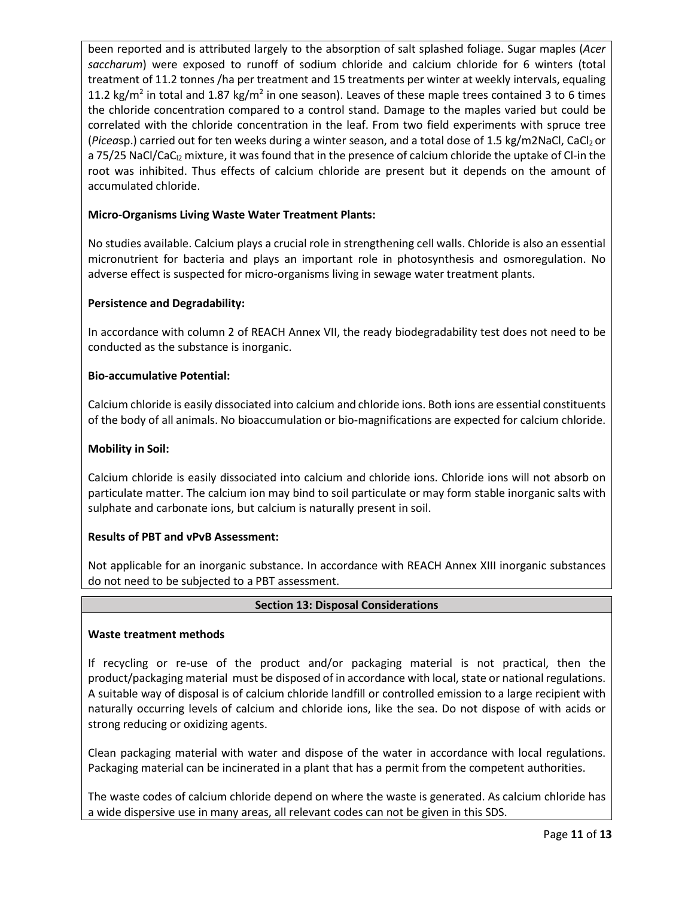been reported and is attributed largely to the absorption of salt splashed foliage. Sugar maples (*Acer saccharum*) were exposed to runoff of sodium chloride and calcium chloride for 6 winters (total treatment of 11.2 tonnes /ha per treatment and 15 treatments per winter at weekly intervals, equaling 11.2 $kg/m^2$ in total and 1.87 $kg/m^2$ in one season). Leaves of these maple trees contained 3 to 6 times the chloride concentration compared to a control stand. Damage to the maples varied but could be correlated with the chloride concentration in the leaf. From two field experiments with spruce tree (*Picea*sp.) carried out for ten weeks during a winter season, and a total dose of 1.5 kg/m2NaCl, $CaCl_2$ or a 75/25 NaCl/$CaC_{l2}$ mixture, it was found that in the presence of calcium chloride the uptake of Cl-in the root was inhibited. Thus effects of calcium chloride are present but it depends on the amount of accumulated chloride.

**Micro-Organisms Living Waste Water Treatment Plants:**

No studies available. Calcium plays a crucial role in strengthening cell walls. Chloride is also an essential micronutrient for bacteria and plays an important role in photosynthesis and osmoregulation. No adverse effect is suspected for micro-organisms living in sewage water treatment plants.

**Persistence and Degradability:**

In accordance with column 2 of REACH Annex VII, the ready biodegradability test does not need to be conducted as the substance is inorganic.

**Bio-accumulative Potential:**

Calcium chloride is easily dissociated into calcium and chloride ions. Both ions are essential constituents of the body of all animals. No bioaccumulation or bio-magnifications are expected for calcium chloride.

**Mobility in Soil:**

Calcium chloride is easily dissociated into calcium and chloride ions. Chloride ions will not absorb on particulate matter. The calcium ion may bind to soil particulate or may form stable inorganic salts with sulphate and carbonate ions, but calcium is naturally present in soil.

**Results of PBT and vPvB Assessment:**

Not applicable for an inorganic substance. In accordance with REACH Annex XIII inorganic substances do not need to be subjected to a PBT assessment.

## Section 13: Disposal Considerations

**Waste treatment methods**

If recycling or re-use of the product and/or packaging material is not practical, then the product/packaging material must be disposed of in accordance with local, state or national regulations. A suitable way of disposal is of calcium chloride landfill or controlled emission to a large recipient with naturally occurring levels of calcium and chloride ions, like the sea. Do not dispose of with acids or strong reducing or oxidizing agents.

Clean packaging material with water and dispose of the water in accordance with local regulations. Packaging material can be incinerated in a plant that has a permit from the competent authorities.

The waste codes of calcium chloride depend on where the waste is generated. As calcium chloride has a wide dispersive use in many areas, all relevant codes can not be given in this SDS.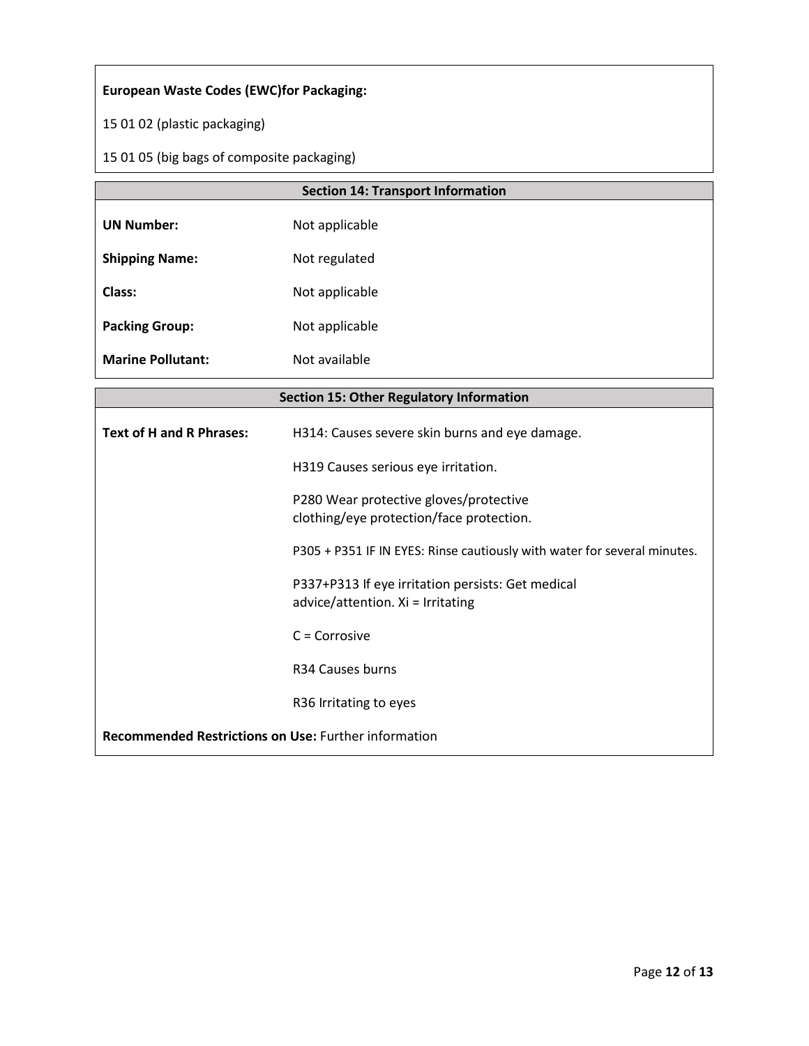**European Waste Codes (EWC)for Packaging:**

15 01 02 (plastic packaging)

15 01 05 (big bags of composite packaging)

## Section 14: Transport Information

| | |
|---|---|
| **UN Number:** | Not applicable |
| **Shipping Name:** | Not regulated |
| **Class:** | Not applicable |
| **Packing Group:** | Not applicable |
| **Marine Pollutant:** | Not available |

## Section 15: Other Regulatory Information

**Text of H and R Phrases:**

H314: Causes severe skin burns and eye damage.

H319 Causes serious eye irritation.

P280 Wear protective gloves/protective clothing/eye protection/face protection.

P305 + P351 IF IN EYES: Rinse cautiously with water for several minutes.

P337+P313 If eye irritation persists: Get medical advice/attention. Xi = Irritating

C = Corrosive

R34 Causes burns

R36 Irritating to eyes

**Recommended Restrictions on Use:** Further information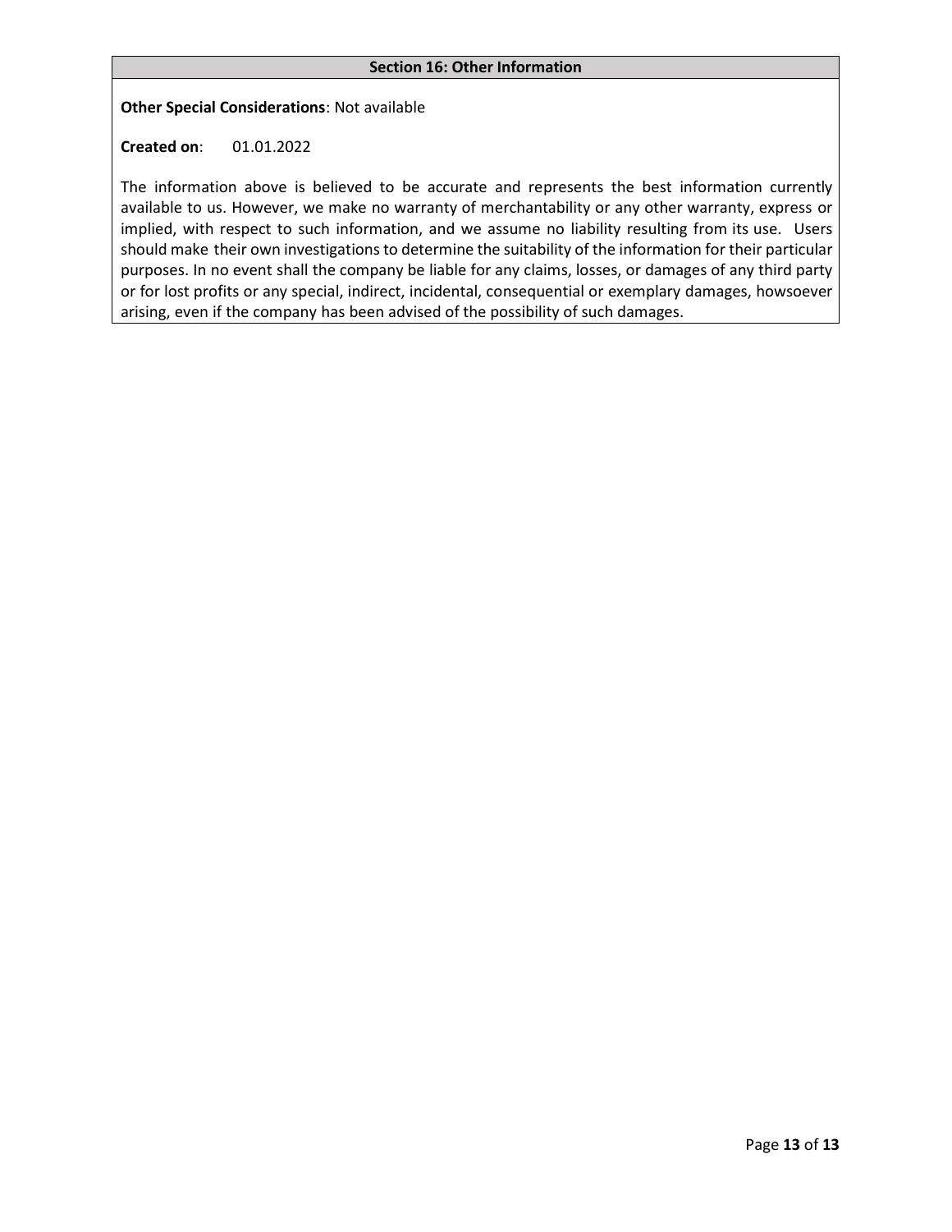## Section 16: Other Information

**Other Special Considerations**: Not available

**Created on**: 01.01.2022

The information above is believed to be accurate and represents the best information currently available to us. However, we make no warranty of merchantability or any other warranty, express or implied, with respect to such information, and we assume no liability resulting from its use. Users should make their own investigations to determine the suitability of the information for their particular purposes. In no event shall the company be liable for any claims, losses, or damages of any third party or for lost profits or any special, indirect, incidental, consequential or exemplary damages, howsoever arising, even if the company has been advised of the possibility of such damages.